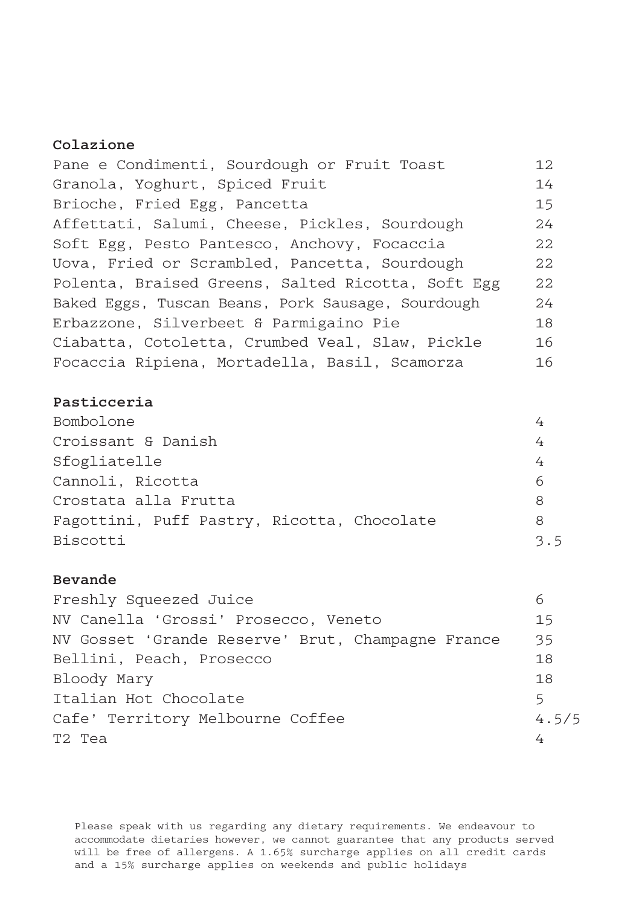## Colazione

| | |
|---|---|
| Pane e Condimenti, Sourdough or Fruit Toast | 12 |
| Granola, Yoghurt, Spiced Fruit | 14 |
| Brioche, Fried Egg, Pancetta | 15 |
| Affettati, Salumi, Cheese, Pickles, Sourdough | 24 |
| Soft Egg, Pesto Pantesco, Anchovy, Focaccia | 22 |
| Uova, Fried or Scrambled, Pancetta, Sourdough | 22 |
| Polenta, Braised Greens, Salted Ricotta, Soft Egg | 22 |
| Baked Eggs, Tuscan Beans, Pork Sausage, Sourdough | 24 |
| Erbazzone, Silverbeet & Parmigaino Pie | 18 |
| Ciabatta, Cotoletta, Crumbed Veal, Slaw, Pickle | 16 |
| Focaccia Ripiena, Mortadella, Basil, Scamorza | 16 |

## Pasticceria

| | |
|---|---|
| Bombolone | 4 |
| Croissant & Danish | 4 |
| Sfogliatelle | 4 |
| Cannoli, Ricotta | 6 |
| Crostata alla Frutta | 8 |
| Fagottini, Puff Pastry, Ricotta, Chocolate | 8 |
| Biscotti | 3.5 |

## Bevande

| | |
|---|---|
| Freshly Squeezed Juice | 6 |
| NV Canella 'Grossi' Prosecco, Veneto | 15 |
| NV Gosset 'Grande Reserve' Brut, Champagne France | 35 |
| Bellini, Peach, Prosecco | 18 |
| Bloody Mary | 18 |
| Italian Hot Chocolate | 5 |
| Cafe' Territory Melbourne Coffee | 4.5/5 |
| T2 Tea | 4 |

Please speak with us regarding any dietary requirements. We endeavour to accommodate dietaries however, we cannot guarantee that any products served will be free of allergens. A 1.65% surcharge applies on all credit cards and a 15% surcharge applies on weekends and public holidays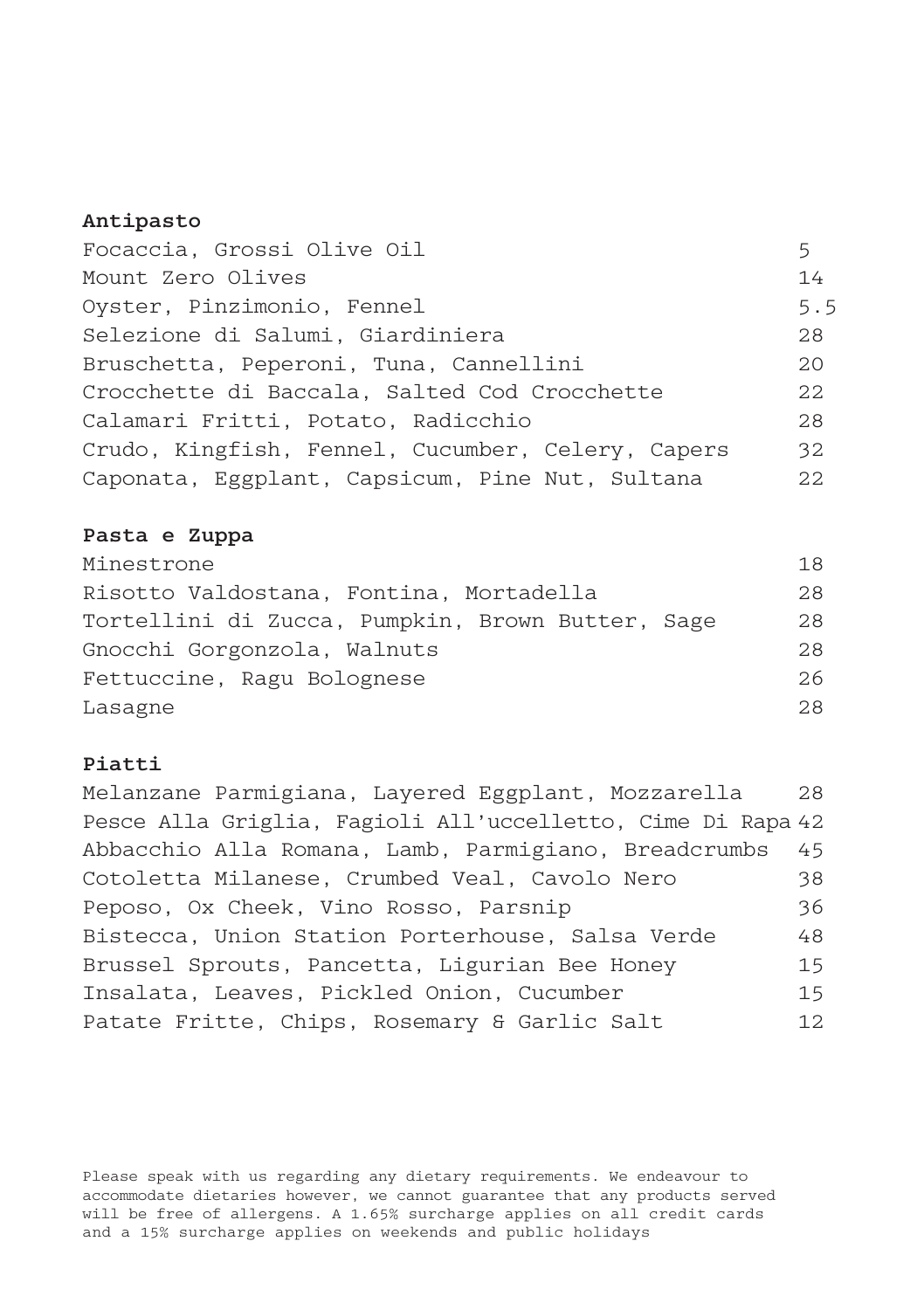## Antipasto

| | |
|---|---|
| Focaccia, Grossi Olive Oil | 5 |
| Mount Zero Olives | 14 |
| Oyster, Pinzimonio, Fennel | 5.5 |
| Selezione di Salumi, Giardiniera | 28 |
| Bruschetta, Peperoni, Tuna, Cannellini | 20 |
| Crocchette di Baccala, Salted Cod Crocchette | 22 |
| Calamari Fritti, Potato, Radicchio | 28 |
| Crudo, Kingfish, Fennel, Cucumber, Celery, Capers | 32 |
| Caponata, Eggplant, Capsicum, Pine Nut, Sultana | 22 |

## Pasta e Zuppa

| | |
|---|---|
| Minestrone | 18 |
| Risotto Valdostana, Fontina, Mortadella | 28 |
| Tortellini di Zucca, Pumpkin, Brown Butter, Sage | 28 |
| Gnocchi Gorgonzola, Walnuts | 28 |
| Fettuccine, Ragu Bolognese | 26 |
| Lasagne | 28 |

## Piatti

| | |
|---|---|
| Melanzane Parmigiana, Layered Eggplant, Mozzarella | 28 |
| Pesce Alla Griglia, Fagioli All'uccelletto, Cime Di Rapa | 42 |
| Abbacchio Alla Romana, Lamb, Parmigiano, Breadcrumbs | 45 |
| Cotoletta Milanese, Crumbed Veal, Cavolo Nero | 38 |
| Peposo, Ox Cheek, Vino Rosso, Parsnip | 36 |
| Bistecca, Union Station Porterhouse, Salsa Verde | 48 |
| Brussel Sprouts, Pancetta, Ligurian Bee Honey | 15 |
| Insalata, Leaves, Pickled Onion, Cucumber | 15 |
| Patate Fritte, Chips, Rosemary & Garlic Salt | 12 |

Please speak with us regarding any dietary requirements. We endeavour to accommodate dietaries however, we cannot guarantee that any products served will be free of allergens. A 1.65% surcharge applies on all credit cards and a 15% surcharge applies on weekends and public holidays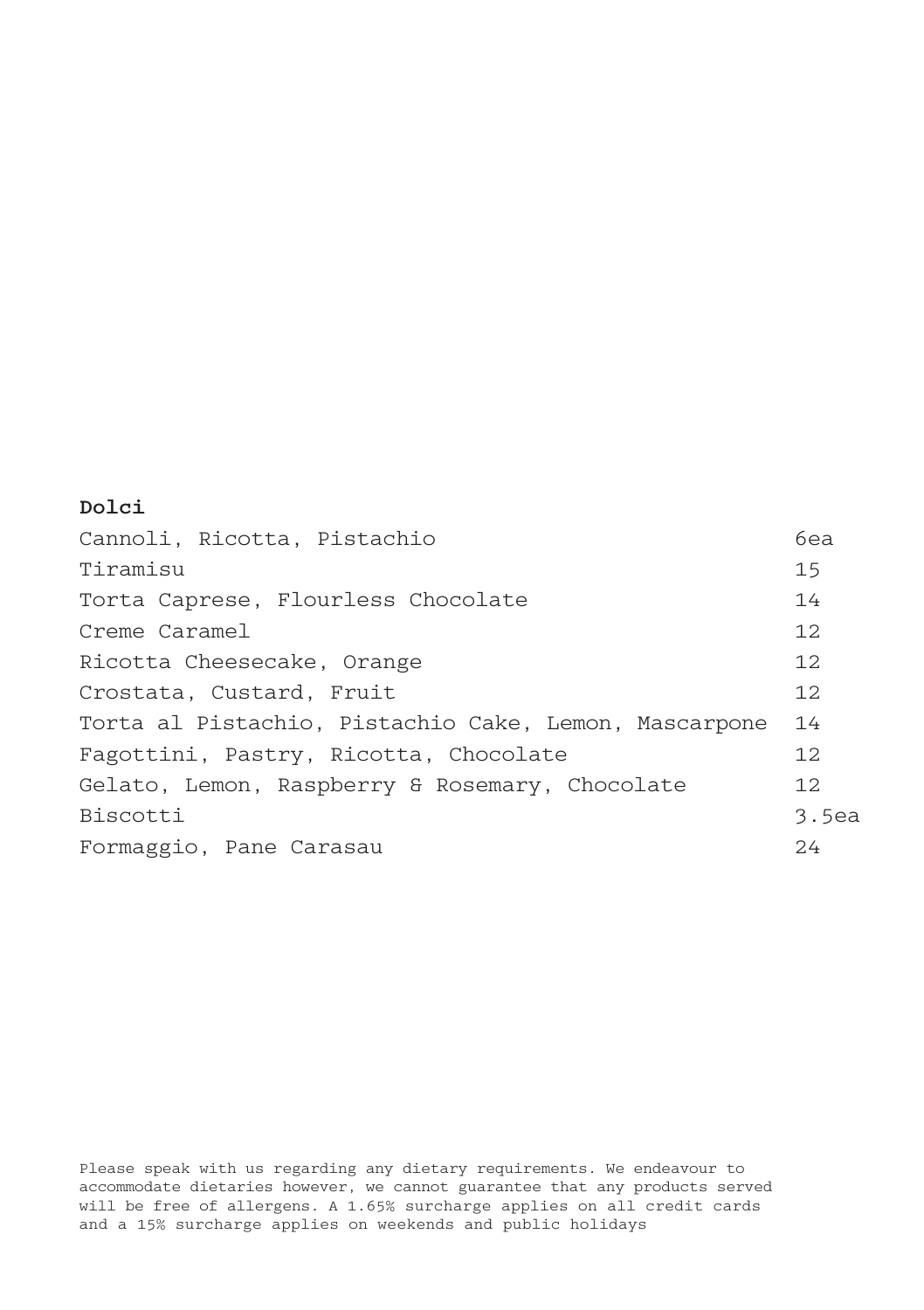## Dolci

| | |
|---|---|
| Cannoli, Ricotta, Pistachio | 6ea |
| Tiramisu | 15 |
| Torta Caprese, Flourless Chocolate | 14 |
| Creme Caramel | 12 |
| Ricotta Cheesecake, Orange | 12 |
| Crostata, Custard, Fruit | 12 |
| Torta al Pistachio, Pistachio Cake, Lemon, Mascarpone | 14 |
| Fagottini, Pastry, Ricotta, Chocolate | 12 |
| Gelato, Lemon, Raspberry & Rosemary, Chocolate | 12 |
| Biscotti | 3.5ea |
| Formaggio, Pane Carasau | 24 |

Please speak with us regarding any dietary requirements. We endeavour to accommodate dietaries however, we cannot guarantee that any products served will be free of allergens. A 1.65% surcharge applies on all credit cards and a 15% surcharge applies on weekends and public holidays